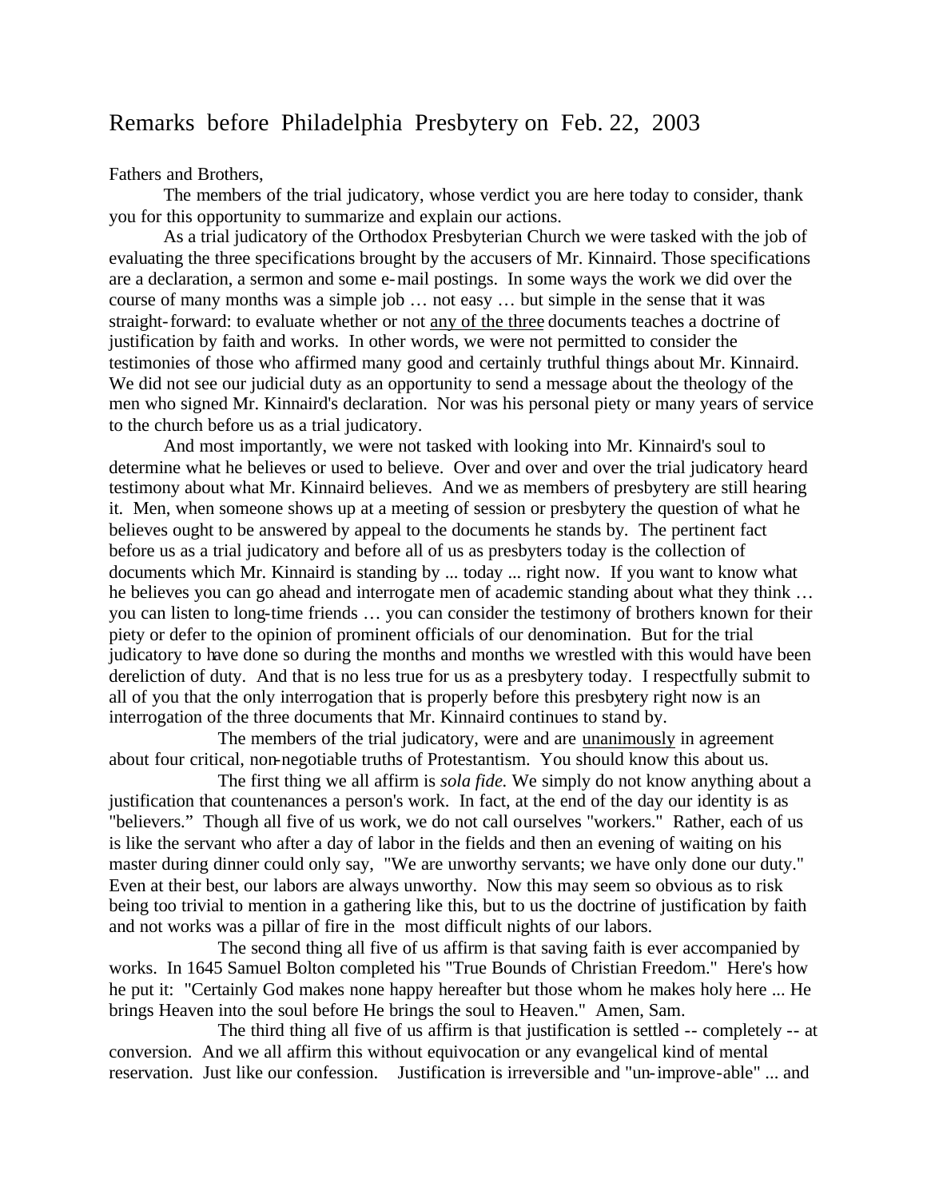# Remarks before Philadelphia Presbytery on Feb. 22, 2003

Fathers and Brothers,

The members of the trial judicatory, whose verdict you are here today to consider, thank you for this opportunity to summarize and explain our actions.

As a trial judicatory of the Orthodox Presbyterian Church we were tasked with the job of evaluating the three specifications brought by the accusers of Mr. Kinnaird. Those specifications are a declaration, a sermon and some e-mail postings. In some ways the work we did over the course of many months was a simple job … not easy … but simple in the sense that it was straight-forward: to evaluate whether or not <u>any of the three</u> documents teaches a doctrine of justification by faith and works. In other words, we were not permitted to consider the testimonies of those who affirmed many good and certainly truthful things about Mr. Kinnaird. We did not see our judicial duty as an opportunity to send a message about the theology of the men who signed Mr. Kinnaird's declaration. Nor was his personal piety or many years of service to the church before us as a trial judicatory.

And most importantly, we were not tasked with looking into Mr. Kinnaird's soul to determine what he believes or used to believe. Over and over and over the trial judicatory heard testimony about what Mr. Kinnaird believes. And we as members of presbytery are still hearing it. Men, when someone shows up at a meeting of session or presbytery the question of what he believes ought to be answered by appeal to the documents he stands by. The pertinent fact before us as a trial judicatory and before all of us as presbyters today is the collection of documents which Mr. Kinnaird is standing by ... today ... right now. If you want to know what he believes you can go ahead and interrogate men of academic standing about what they think … you can listen to long-time friends … you can consider the testimony of brothers known for their piety or defer to the opinion of prominent officials of our denomination. But for the trial judicatory to have done so during the months and months we wrestled with this would have been dereliction of duty. And that is no less true for us as a presbytery today. I respectfully submit to all of you that the only interrogation that is properly before this presbytery right now is an interrogation of the three documents that Mr. Kinnaird continues to stand by.

The members of the trial judicatory, were and are <u>unanimously</u> in agreement about four critical, non-negotiable truths of Protestantism. You should know this about us.

The first thing we all affirm is *sola fide.* We simply do not know anything about a justification that countenances a person's work. In fact, at the end of the day our identity is as "believers." Though all five of us work, we do not call ourselves "workers." Rather, each of us is like the servant who after a day of labor in the fields and then an evening of waiting on his master during dinner could only say, "We are unworthy servants; we have only done our duty." Even at their best, our labors are always unworthy. Now this may seem so obvious as to risk being too trivial to mention in a gathering like this, but to us the doctrine of justification by faith and not works was a pillar of fire in the most difficult nights of our labors.

The second thing all five of us affirm is that saving faith is ever accompanied by works. In 1645 Samuel Bolton completed his "True Bounds of Christian Freedom." Here's how he put it: "Certainly God makes none happy hereafter but those whom he makes holy here ... He brings Heaven into the soul before He brings the soul to Heaven." Amen, Sam.

The third thing all five of us affirm is that justification is settled -- completely -- at conversion. And we all affirm this without equivocation or any evangelical kind of mental reservation. Just like our confession. Justification is irreversible and "un-improve-able" ... and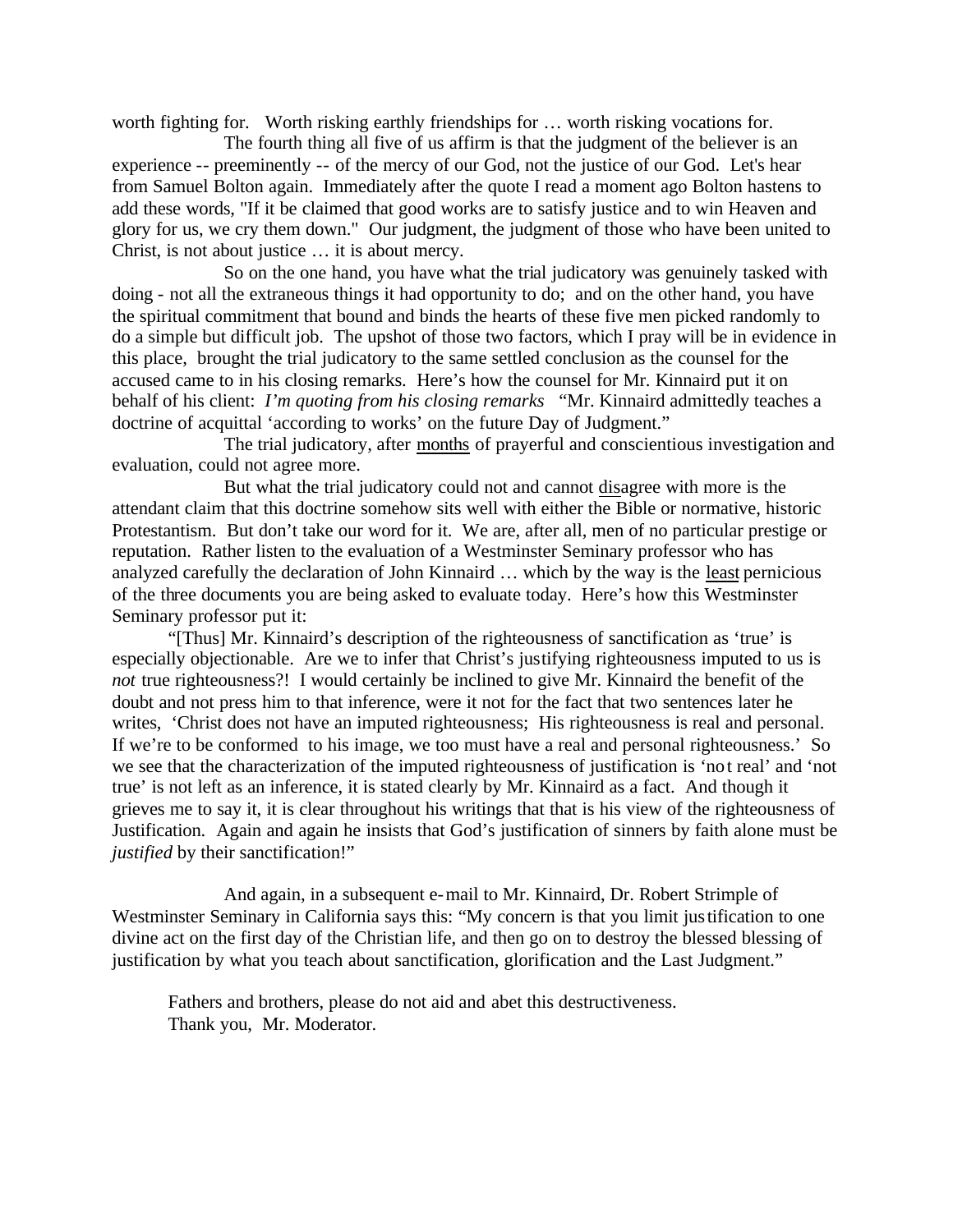worth fighting for. Worth risking earthly friendships for … worth risking vocations for.

The fourth thing all five of us affirm is that the judgment of the believer is an experience -- preeminently -- of the mercy of our God, not the justice of our God. Let's hear from Samuel Bolton again. Immediately after the quote I read a moment ago Bolton hastens to add these words, "If it be claimed that good works are to satisfy justice and to win Heaven and glory for us, we cry them down." Our judgment, the judgment of those who have been united to Christ, is not about justice … it is about mercy.

So on the one hand, you have what the trial judicatory was genuinely tasked with doing - not all the extraneous things it had opportunity to do; and on the other hand, you have the spiritual commitment that bound and binds the hearts of these five men picked randomly to do a simple but difficult job. The upshot of those two factors, which I pray will be in evidence in this place, brought the trial judicatory to the same settled conclusion as the counsel for the accused came to in his closing remarks. Here's how the counsel for Mr. Kinnaird put it on behalf of his client: *I'm quoting from his closing remarks* "Mr. Kinnaird admittedly teaches a doctrine of acquittal 'according to works' on the future Day of Judgment."

The trial judicatory, after <u>months</u> of prayerful and conscientious investigation and evaluation, could not agree more.

But what the trial judicatory could not and cannot <u>dis</u>agree with more is the attendant claim that this doctrine somehow sits well with either the Bible or normative, historic Protestantism. But don't take our word for it. We are, after all, men of no particular prestige or reputation. Rather listen to the evaluation of a Westminster Seminary professor who has analyzed carefully the declaration of John Kinnaird … which by the way is the <u>least</u> pernicious of the three documents you are being asked to evaluate today. Here's how this Westminster Seminary professor put it:

"[Thus] Mr. Kinnaird's description of the righteousness of sanctification as 'true' is especially objectionable. Are we to infer that Christ's justifying righteousness imputed to us is *not* true righteousness?! I would certainly be inclined to give Mr. Kinnaird the benefit of the doubt and not press him to that inference, were it not for the fact that two sentences later he writes, 'Christ does not have an imputed righteousness; His righteousness is real and personal. If we're to be conformed to his image, we too must have a real and personal righteousness.' So we see that the characterization of the imputed righteousness of justification is 'not real' and 'not true' is not left as an inference, it is stated clearly by Mr. Kinnaird as a fact. And though it grieves me to say it, it is clear throughout his writings that that is his view of the righteousness of Justification. Again and again he insists that God's justification of sinners by faith alone must be *justified* by their sanctification!"

And again, in a subsequent e-mail to Mr. Kinnaird, Dr. Robert Strimple of Westminster Seminary in California says this: "My concern is that you limit justification to one divine act on the first day of the Christian life, and then go on to destroy the blessed blessing of justification by what you teach about sanctification, glorification and the Last Judgment."

Fathers and brothers, please do not aid and abet this destructiveness.
Thank you, Mr. Moderator.